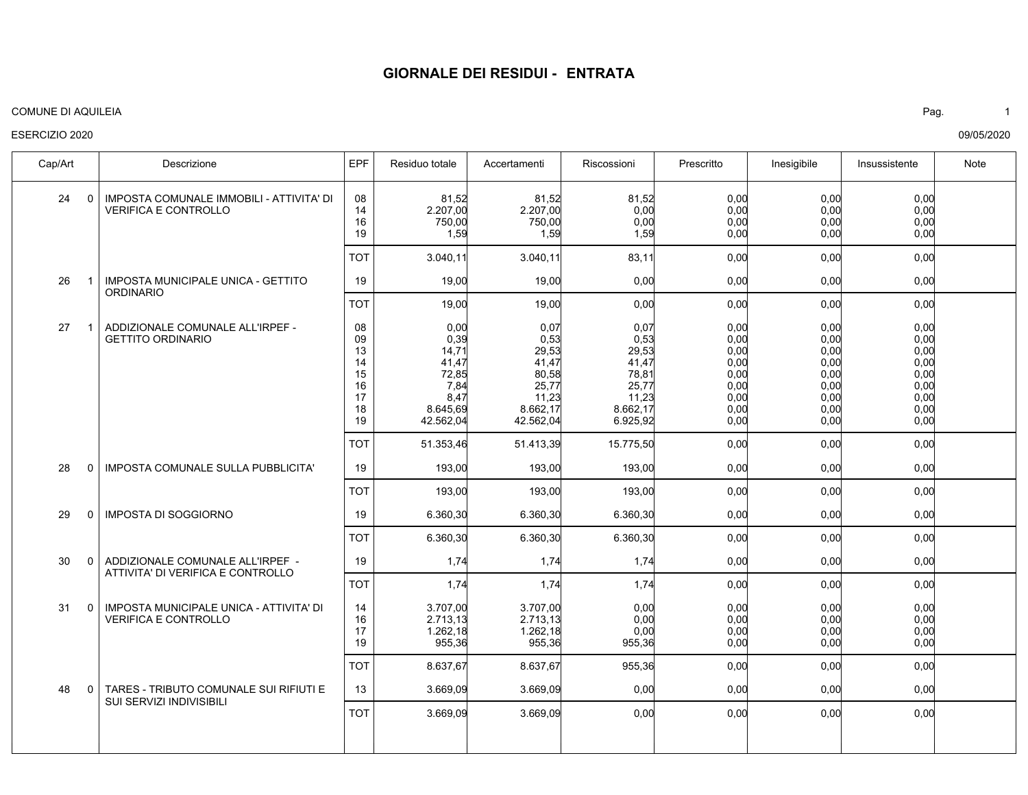# GIORNALE DEI RESIDUI - ENTRATA

COMUNE DI AQUILEIA

ESERCIZIO 2020

09/05/2020

| Cap/Art | | Descrizione | EPF | Residuo totale | Accertamenti | Riscossioni | Prescritto | Inesigibile | Insussistente | Note |
|---|---|---|---|---|---|---|---|---|---|---|
| 24 | 0 | IMPOSTA COMUNALE IMMOBILI - ATTIVITA' DI VERIFICA E CONTROLLO | 08 | 81,52 | 81,52 | 81,52 | 0,00 | 0,00 | 0,00 | |
| | | | 14 | 2.207,00 | 2.207,00 | 0,00 | 0,00 | 0,00 | 0,00 | |
| | | | 16 | 750,00 | 750,00 | 0,00 | 0,00 | 0,00 | 0,00 | |
| | | | 19 | 1,59 | 1,59 | 1,59 | 0,00 | 0,00 | 0,00 | |
| | | | TOT | 3.040,11 | 3.040,11 | 83,11 | 0,00 | 0,00 | 0,00 | |
| 26 | 1 | IMPOSTA MUNICIPALE UNICA - GETTITO ORDINARIO | 19 | 19,00 | 19,00 | 0,00 | 0,00 | 0,00 | 0,00 | |
| | | | TOT | 19,00 | 19,00 | 0,00 | 0,00 | 0,00 | 0,00 | |
| 27 | 1 | ADDIZIONALE COMUNALE ALL'IRPEF - GETTITO ORDINARIO | 08 | 0,00 | 0,07 | 0,07 | 0,00 | 0,00 | 0,00 | |
| | | | 09 | 0,39 | 0,53 | 0,53 | 0,00 | 0,00 | 0,00 | |
| | | | 13 | 14,71 | 29,53 | 29,53 | 0,00 | 0,00 | 0,00 | |
| | | | 14 | 41,47 | 41,47 | 41,47 | 0,00 | 0,00 | 0,00 | |
| | | | 15 | 72,85 | 80,58 | 78,81 | 0,00 | 0,00 | 0,00 | |
| | | | 16 | 7,84 | 25,77 | 25,77 | 0,00 | 0,00 | 0,00 | |
| | | | 17 | 8,47 | 11,23 | 11,23 | 0,00 | 0,00 | 0,00 | |
| | | | 18 | 8.645,69 | 8.662,17 | 8.662,17 | 0,00 | 0,00 | 0,00 | |
| | | | 19 | 42.562,04 | 42.562,04 | 6.925,92 | 0,00 | 0,00 | 0,00 | |
| | | | TOT | 51.353,46 | 51.413,39 | 15.775,50 | 0,00 | 0,00 | 0,00 | |
| 28 | 0 | IMPOSTA COMUNALE SULLA PUBBLICITA' | 19 | 193,00 | 193,00 | 193,00 | 0,00 | 0,00 | 0,00 | |
| | | | TOT | 193,00 | 193,00 | 193,00 | 0,00 | 0,00 | 0,00 | |
| 29 | 0 | IMPOSTA DI SOGGIORNO | 19 | 6.360,30 | 6.360,30 | 6.360,30 | 0,00 | 0,00 | 0,00 | |
| | | | TOT | 6.360,30 | 6.360,30 | 6.360,30 | 0,00 | 0,00 | 0,00 | |
| 30 | 0 | ADDIZIONALE COMUNALE ALL'IRPEF - ATTIVITA' DI VERIFICA E CONTROLLO | 19 | 1,74 | 1,74 | 1,74 | 0,00 | 0,00 | 0,00 | |
| | | | TOT | 1,74 | 1,74 | 1,74 | 0,00 | 0,00 | 0,00 | |
| 31 | 0 | IMPOSTA MUNICIPALE UNICA - ATTIVITA' DI VERIFICA E CONTROLLO | 14 | 3.707,00 | 3.707,00 | 0,00 | 0,00 | 0,00 | 0,00 | |
| | | | 16 | 2.713,13 | 2.713,13 | 0,00 | 0,00 | 0,00 | 0,00 | |
| | | | 17 | 1.262,18 | 1.262,18 | 0,00 | 0,00 | 0,00 | 0,00 | |
| | | | 19 | 955,36 | 955,36 | 955,36 | 0,00 | 0,00 | 0,00 | |
| | | | TOT | 8.637,67 | 8.637,67 | 955,36 | 0,00 | 0,00 | 0,00 | |
| 48 | 0 | TARES - TRIBUTO COMUNALE SUI RIFIUTI E SUI SERVIZI INDIVISIBILI | 13 | 3.669,09 | 3.669,09 | 0,00 | 0,00 | 0,00 | 0,00 | |
| | | | TOT | 3.669,09 | 3.669,09 | 0,00 | 0,00 | 0,00 | 0,00 | |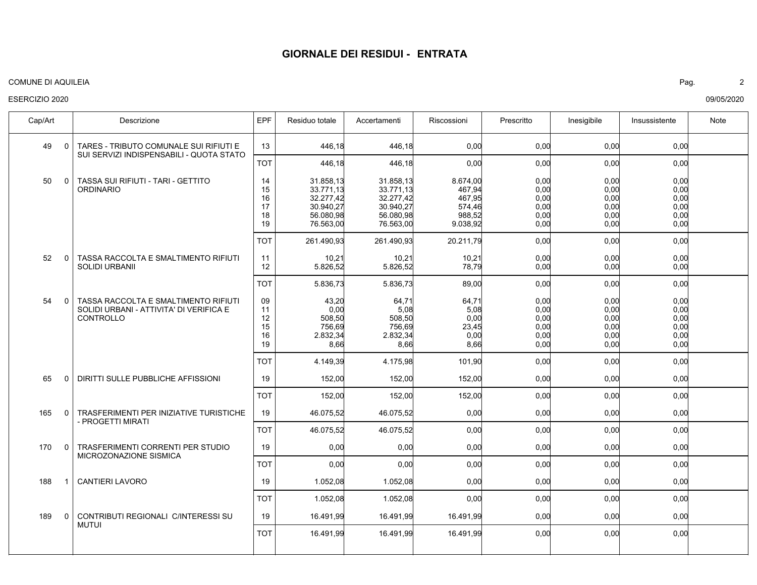# GIORNALE DEI RESIDUI - ENTRATA

COMUNE DI AQUILEIA

ESERCIZIO 2020

09/05/2020

| Cap/Art | | Descrizione | EPF | Residuo totale | Accertamenti | Riscossioni | Prescritto | Inesigibile | Insussistente | Note |
|---|---|---|---|---|---|---|---|---|---|---|
| 49 | 0 | TARES - TRIBUTO COMUNALE SUI RIFIUTI E SUI SERVIZI INDISPENSABILI - QUOTA STATO | 13 | 446,18 | 446,18 | 0,00 | 0,00 | 0,00 | 0,00 | |
| | | | TOT | 446,18 | 446,18 | 0,00 | 0,00 | 0,00 | 0,00 | |
| 50 | 0 | TASSA SUI RIFIUTI - TARI - GETTITO ORDINARIO | 14 | 31.858,13 | 31.858,13 | 8.674,00 | 0,00 | 0,00 | 0,00 | |
| | | | 15 | 33.771,13 | 33.771,13 | 467,94 | 0,00 | 0,00 | 0,00 | |
| | | | 16 | 32.277,42 | 32.277,42 | 467,95 | 0,00 | 0,00 | 0,00 | |
| | | | 17 | 30.940,27 | 30.940,27 | 574,46 | 0,00 | 0,00 | 0,00 | |
| | | | 18 | 56.080,98 | 56.080,98 | 988,52 | 0,00 | 0,00 | 0,00 | |
| | | | 19 | 76.563,00 | 76.563,00 | 9.038,92 | 0,00 | 0,00 | 0,00 | |
| | | | TOT | 261.490,93 | 261.490,93 | 20.211,79 | 0,00 | 0,00 | 0,00 | |
| 52 | 0 | TASSA RACCOLTA E SMALTIMENTO RIFIUTI SOLIDI URBANII | 11 | 10,21 | 10,21 | 10,21 | 0,00 | 0,00 | 0,00 | |
| | | | 12 | 5.826,52 | 5.826,52 | 78,79 | 0,00 | 0,00 | 0,00 | |
| | | | TOT | 5.836,73 | 5.836,73 | 89,00 | 0,00 | 0,00 | 0,00 | |
| 54 | 0 | TASSA RACCOLTA E SMALTIMENTO RIFIUTI SOLIDI URBANI - ATTIVITA' DI VERIFICA E CONTROLLO | 09 | 43,20 | 64,71 | 64,71 | 0,00 | 0,00 | 0,00 | |
| | | | 11 | 0,00 | 5,08 | 5,08 | 0,00 | 0,00 | 0,00 | |
| | | | 12 | 508,50 | 508,50 | 0,00 | 0,00 | 0,00 | 0,00 | |
| | | | 15 | 756,69 | 756,69 | 23,45 | 0,00 | 0,00 | 0,00 | |
| | | | 16 | 2.832,34 | 2.832,34 | 0,00 | 0,00 | 0,00 | 0,00 | |
| | | | 19 | 8,66 | 8,66 | 8,66 | 0,00 | 0,00 | 0,00 | |
| | | | TOT | 4.149,39 | 4.175,98 | 101,90 | 0,00 | 0,00 | 0,00 | |
| 65 | 0 | DIRITTI SULLE PUBBLICHE AFFISSIONI | 19 | 152,00 | 152,00 | 152,00 | 0,00 | 0,00 | 0,00 | |
| | | | TOT | 152,00 | 152,00 | 152,00 | 0,00 | 0,00 | 0,00 | |
| 165 | 0 | TRASFERIMENTI PER INIZIATIVE TURISTICHE - PROGETTI MIRATI | 19 | 46.075,52 | 46.075,52 | 0,00 | 0,00 | 0,00 | 0,00 | |
| | | | TOT | 46.075,52 | 46.075,52 | 0,00 | 0,00 | 0,00 | 0,00 | |
| 170 | 0 | TRASFERIMENTI CORRENTI PER STUDIO MICROZONAZIONE SISMICA | 19 | 0,00 | 0,00 | 0,00 | 0,00 | 0,00 | 0,00 | |
| | | | TOT | 0,00 | 0,00 | 0,00 | 0,00 | 0,00 | 0,00 | |
| 188 | 1 | CANTIERI LAVORO | 19 | 1.052,08 | 1.052,08 | 0,00 | 0,00 | 0,00 | 0,00 | |
| | | | TOT | 1.052,08 | 1.052,08 | 0,00 | 0,00 | 0,00 | 0,00 | |
| 189 | 0 | CONTRIBUTI REGIONALI C/INTERESSI SU MUTUI | 19 | 16.491,99 | 16.491,99 | 16.491,99 | 0,00 | 0,00 | 0,00 | |
| | | | TOT | 16.491,99 | 16.491,99 | 16.491,99 | 0,00 | 0,00 | 0,00 | |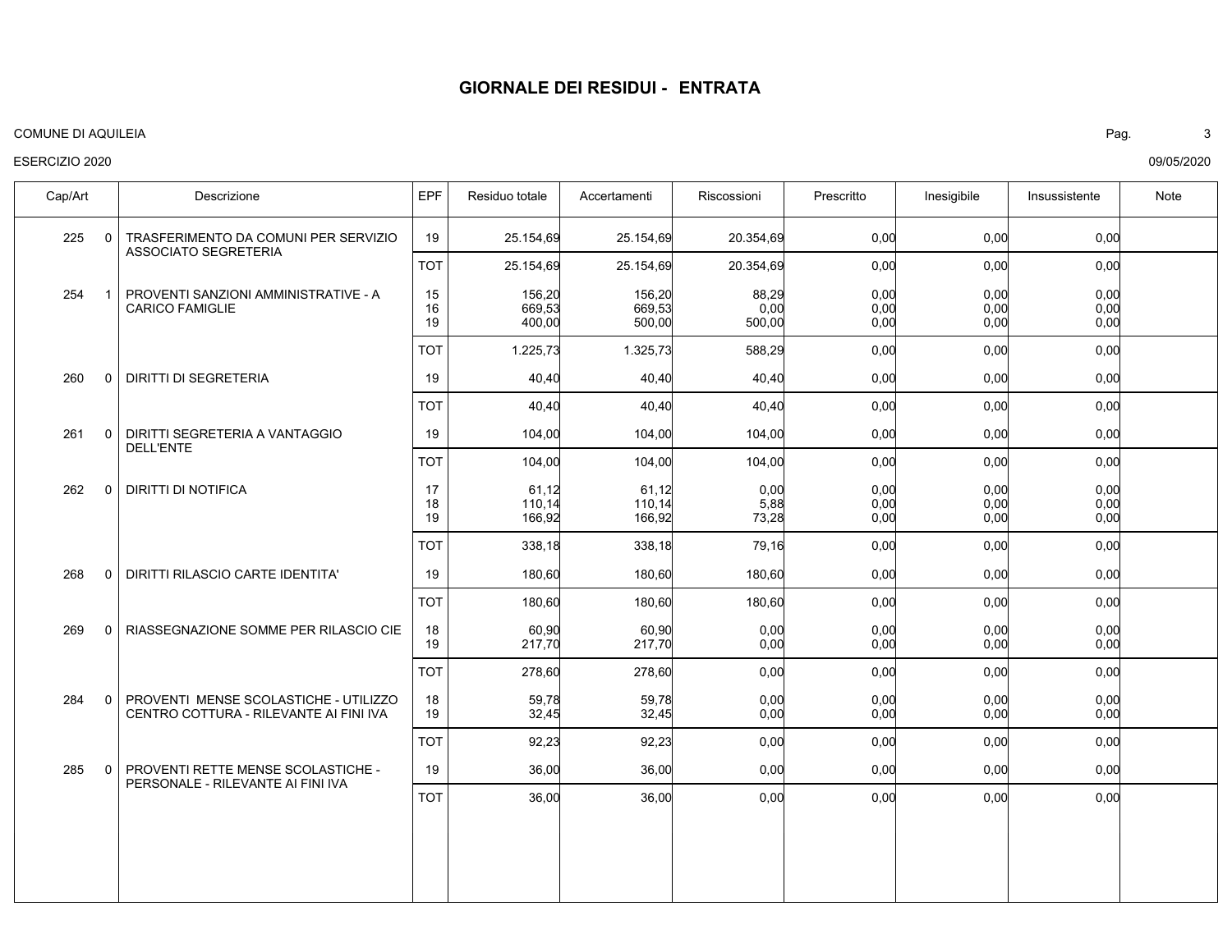# GIORNALE DEI RESIDUI - ENTRATA

COMUNE DI AQUILEIA

ESERCIZIO 2020

09/05/2020

| Cap/Art | | Descrizione | EPF | Residuo totale | Accertamenti | Riscossioni | Prescritto | Inesigibile | Insussistente | Note |
|---|---|---|---|---|---|---|---|---|---|---|
| 225 | 0 | TRASFERIMENTO DA COMUNI PER SERVIZIO ASSOCIATO SEGRETERIA | 19 | 25.154,69 | 25.154,69 | 20.354,69 | 0,00 | 0,00 | 0,00 | |
| | | | TOT | 25.154,69 | 25.154,69 | 20.354,69 | 0,00 | 0,00 | 0,00 | |
| 254 | 1 | PROVENTI SANZIONI AMMINISTRATIVE - A CARICO FAMIGLIE | 15 | 156,20 | 156,20 | 88,29 | 0,00 | 0,00 | 0,00 | |
| | | | 16 | 669,53 | 669,53 | 0,00 | 0,00 | 0,00 | 0,00 | |
| | | | 19 | 400,00 | 500,00 | 500,00 | 0,00 | 0,00 | 0,00 | |
| | | | TOT | 1.225,73 | 1.325,73 | 588,29 | 0,00 | 0,00 | 0,00 | |
| 260 | 0 | DIRITTI DI SEGRETERIA | 19 | 40,40 | 40,40 | 40,40 | 0,00 | 0,00 | 0,00 | |
| | | | TOT | 40,40 | 40,40 | 40,40 | 0,00 | 0,00 | 0,00 | |
| 261 | 0 | DIRITTI SEGRETERIA A VANTAGGIO DELL'ENTE | 19 | 104,00 | 104,00 | 104,00 | 0,00 | 0,00 | 0,00 | |
| | | | TOT | 104,00 | 104,00 | 104,00 | 0,00 | 0,00 | 0,00 | |
| 262 | 0 | DIRITTI DI NOTIFICA | 17 | 61,12 | 61,12 | 0,00 | 0,00 | 0,00 | 0,00 | |
| | | | 18 | 110,14 | 110,14 | 5,88 | 0,00 | 0,00 | 0,00 | |
| | | | 19 | 166,92 | 166,92 | 73,28 | 0,00 | 0,00 | 0,00 | |
| | | | TOT | 338,18 | 338,18 | 79,16 | 0,00 | 0,00 | 0,00 | |
| 268 | 0 | DIRITTI RILASCIO CARTE IDENTITA' | 19 | 180,60 | 180,60 | 180,60 | 0,00 | 0,00 | 0,00 | |
| | | | TOT | 180,60 | 180,60 | 180,60 | 0,00 | 0,00 | 0,00 | |
| 269 | 0 | RIASSEGNAZIONE SOMME PER RILASCIO CIE | 18 | 60,90 | 60,90 | 0,00 | 0,00 | 0,00 | 0,00 | |
| | | | 19 | 217,70 | 217,70 | 0,00 | 0,00 | 0,00 | 0,00 | |
| | | | TOT | 278,60 | 278,60 | 0,00 | 0,00 | 0,00 | 0,00 | |
| 284 | 0 | PROVENTI MENSE SCOLASTICHE - UTILIZZO CENTRO COTTURA - RILEVANTE AI FINI IVA | 18 | 59,78 | 59,78 | 0,00 | 0,00 | 0,00 | 0,00 | |
| | | | 19 | 32,45 | 32,45 | 0,00 | 0,00 | 0,00 | 0,00 | |
| | | | TOT | 92,23 | 92,23 | 0,00 | 0,00 | 0,00 | 0,00 | |
| 285 | 0 | PROVENTI RETTE MENSE SCOLASTICHE - PERSONALE - RILEVANTE AI FINI IVA | 19 | 36,00 | 36,00 | 0,00 | 0,00 | 0,00 | 0,00 | |
| | | | TOT | 36,00 | 36,00 | 0,00 | 0,00 | 0,00 | 0,00 | |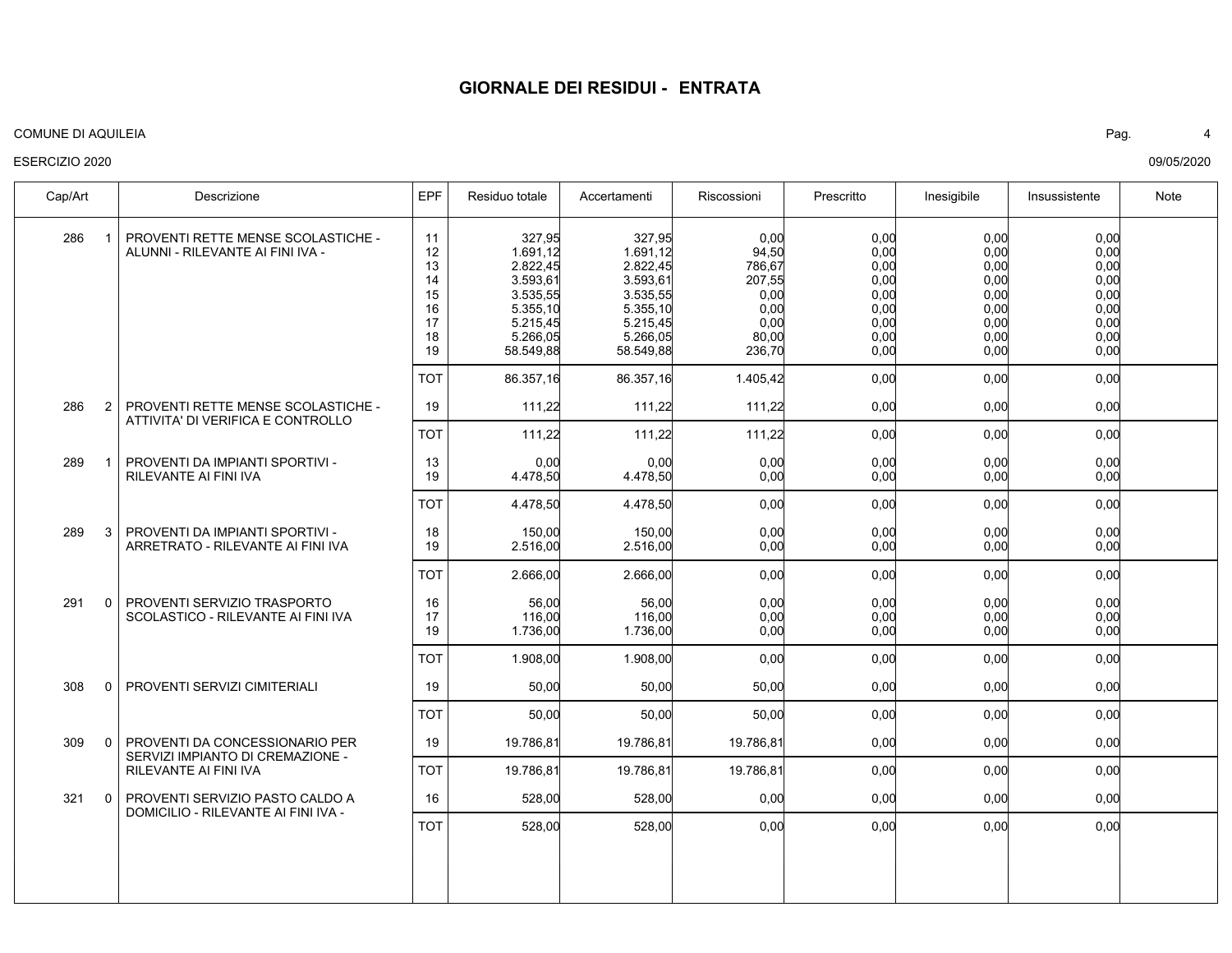# GIORNALE DEI RESIDUI - ENTRATA

COMUNE DI AQUILEIA

ESERCIZIO 2020

09/05/2020

| Cap/Art | | Descrizione | EPF | Residuo totale | Accertamenti | Riscossioni | Prescritto | Inesigibile | Insussistente | Note |
|---|---|---|---|---|---|---|---|---|---|---|
| 286 | 1 | PROVENTI RETTE MENSE SCOLASTICHE - ALUNNI - RILEVANTE AI FINI IVA - | 11 | 327,95 | 327,95 | 0,00 | 0,00 | 0,00 | 0,00 | |
| | | | 12 | 1.691,12 | 1.691,12 | 94,50 | 0,00 | 0,00 | 0,00 | |
| | | | 13 | 2.822,45 | 2.822,45 | 786,67 | 0,00 | 0,00 | 0,00 | |
| | | | 14 | 3.593,61 | 3.593,61 | 207,55 | 0,00 | 0,00 | 0,00 | |
| | | | 15 | 3.535,55 | 3.535,55 | 0,00 | 0,00 | 0,00 | 0,00 | |
| | | | 16 | 5.355,10 | 5.355,10 | 0,00 | 0,00 | 0,00 | 0,00 | |
| | | | 17 | 5.215,45 | 5.215,45 | 0,00 | 0,00 | 0,00 | 0,00 | |
| | | | 18 | 5.266,05 | 5.266,05 | 80,00 | 0,00 | 0,00 | 0,00 | |
| | | | 19 | 58.549,88 | 58.549,88 | 236,70 | 0,00 | 0,00 | 0,00 | |
| | | | TOT | 86.357,16 | 86.357,16 | 1.405,42 | 0,00 | 0,00 | 0,00 | |
| 286 | 2 | PROVENTI RETTE MENSE SCOLASTICHE - ATTIVITA' DI VERIFICA E CONTROLLO | 19 | 111,22 | 111,22 | 111,22 | 0,00 | 0,00 | 0,00 | |
| | | | TOT | 111,22 | 111,22 | 111,22 | 0,00 | 0,00 | 0,00 | |
| 289 | 1 | PROVENTI DA IMPIANTI SPORTIVI - RILEVANTE AI FINI IVA | 13 | 0,00 | 0,00 | 0,00 | 0,00 | 0,00 | 0,00 | |
| | | | 19 | 4.478,50 | 4.478,50 | 0,00 | 0,00 | 0,00 | 0,00 | |
| | | | TOT | 4.478,50 | 4.478,50 | 0,00 | 0,00 | 0,00 | 0,00 | |
| 289 | 3 | PROVENTI DA IMPIANTI SPORTIVI - ARRETRATO - RILEVANTE AI FINI IVA | 18 | 150,00 | 150,00 | 0,00 | 0,00 | 0,00 | 0,00 | |
| | | | 19 | 2.516,00 | 2.516,00 | 0,00 | 0,00 | 0,00 | 0,00 | |
| | | | TOT | 2.666,00 | 2.666,00 | 0,00 | 0,00 | 0,00 | 0,00 | |
| 291 | 0 | PROVENTI SERVIZIO TRASPORTO SCOLASTICO - RILEVANTE AI FINI IVA | 16 | 56,00 | 56,00 | 0,00 | 0,00 | 0,00 | 0,00 | |
| | | | 17 | 116,00 | 116,00 | 0,00 | 0,00 | 0,00 | 0,00 | |
| | | | 19 | 1.736,00 | 1.736,00 | 0,00 | 0,00 | 0,00 | 0,00 | |
| | | | TOT | 1.908,00 | 1.908,00 | 0,00 | 0,00 | 0,00 | 0,00 | |
| 308 | 0 | PROVENTI SERVIZI CIMITERIALI | 19 | 50,00 | 50,00 | 50,00 | 0,00 | 0,00 | 0,00 | |
| | | | TOT | 50,00 | 50,00 | 50,00 | 0,00 | 0,00 | 0,00 | |
| 309 | 0 | PROVENTI DA CONCESSIONARIO PER SERVIZI IMPIANTO DI CREMAZIONE - RILEVANTE AI FINI IVA | 19 | 19.786,81 | 19.786,81 | 19.786,81 | 0,00 | 0,00 | 0,00 | |
| | | | TOT | 19.786,81 | 19.786,81 | 19.786,81 | 0,00 | 0,00 | 0,00 | |
| 321 | 0 | PROVENTI SERVIZIO PASTO CALDO A DOMICILIO - RILEVANTE AI FINI IVA - | 16 | 528,00 | 528,00 | 0,00 | 0,00 | 0,00 | 0,00 | |
| | | | TOT | 528,00 | 528,00 | 0,00 | 0,00 | 0,00 | 0,00 | |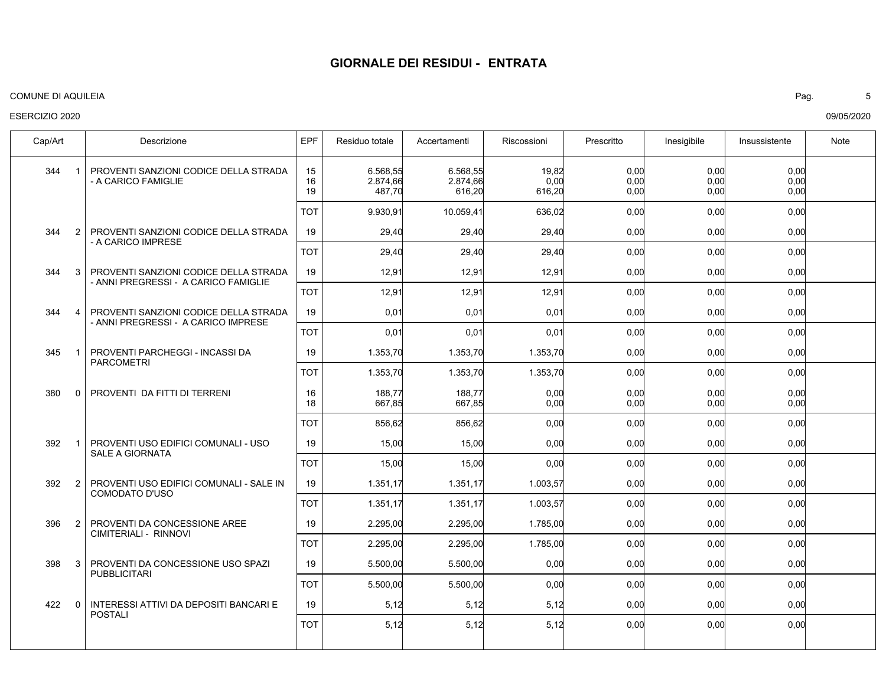# GIORNALE DEI RESIDUI - ENTRATA

COMUNE DI AQUILEIA

ESERCIZIO 2020

09/05/2020

| Cap/Art | | Descrizione | EPF | Residuo totale | Accertamenti | Riscossioni | Prescritto | Inesigibile | Insussistente | Note |
|---|---|---|---|---|---|---|---|---|---|---|
| 344 | 1 | PROVENTI SANZIONI CODICE DELLA STRADA - A CARICO FAMIGLIE | 15 | 6.568,55 | 6.568,55 | 19,82 | 0,00 | 0,00 | 0,00 | |
| | | | 16 | 2.874,66 | 2.874,66 | 0,00 | 0,00 | 0,00 | 0,00 | |
| | | | 19 | 487,70 | 616,20 | 616,20 | 0,00 | 0,00 | 0,00 | |
| | | | TOT | 9.930,91 | 10.059,41 | 636,02 | 0,00 | 0,00 | 0,00 | |
| 344 | 2 | PROVENTI SANZIONI CODICE DELLA STRADA - A CARICO IMPRESE | 19 | 29,40 | 29,40 | 29,40 | 0,00 | 0,00 | 0,00 | |
| | | | TOT | 29,40 | 29,40 | 29,40 | 0,00 | 0,00 | 0,00 | |
| 344 | 3 | PROVENTI SANZIONI CODICE DELLA STRADA - ANNI PREGRESSI - A CARICO FAMIGLIE | 19 | 12,91 | 12,91 | 12,91 | 0,00 | 0,00 | 0,00 | |
| | | | TOT | 12,91 | 12,91 | 12,91 | 0,00 | 0,00 | 0,00 | |
| 344 | 4 | PROVENTI SANZIONI CODICE DELLA STRADA - ANNI PREGRESSI - A CARICO IMPRESE | 19 | 0,01 | 0,01 | 0,01 | 0,00 | 0,00 | 0,00 | |
| | | | TOT | 0,01 | 0,01 | 0,01 | 0,00 | 0,00 | 0,00 | |
| 345 | 1 | PROVENTI PARCHEGGI - INCASSI DA PARCOMETRI | 19 | 1.353,70 | 1.353,70 | 1.353,70 | 0,00 | 0,00 | 0,00 | |
| | | | TOT | 1.353,70 | 1.353,70 | 1.353,70 | 0,00 | 0,00 | 0,00 | |
| 380 | 0 | PROVENTI DA FITTI DI TERRENI | 16 | 188,77 | 188,77 | 0,00 | 0,00 | 0,00 | 0,00 | |
| | | | 18 | 667,85 | 667,85 | 0,00 | 0,00 | 0,00 | 0,00 | |
| | | | TOT | 856,62 | 856,62 | 0,00 | 0,00 | 0,00 | 0,00 | |
| 392 | 1 | PROVENTI USO EDIFICI COMUNALI - USO SALE A GIORNATA | 19 | 15,00 | 15,00 | 0,00 | 0,00 | 0,00 | 0,00 | |
| | | | TOT | 15,00 | 15,00 | 0,00 | 0,00 | 0,00 | 0,00 | |
| 392 | 2 | PROVENTI USO EDIFICI COMUNALI - SALE IN COMODATO D'USO | 19 | 1.351,17 | 1.351,17 | 1.003,57 | 0,00 | 0,00 | 0,00 | |
| | | | TOT | 1.351,17 | 1.351,17 | 1.003,57 | 0,00 | 0,00 | 0,00 | |
| 396 | 2 | PROVENTI DA CONCESSIONE AREE CIMITERIALI - RINNOVI | 19 | 2.295,00 | 2.295,00 | 1.785,00 | 0,00 | 0,00 | 0,00 | |
| | | | TOT | 2.295,00 | 2.295,00 | 1.785,00 | 0,00 | 0,00 | 0,00 | |
| 398 | 3 | PROVENTI DA CONCESSIONE USO SPAZI PUBBLICITARI | 19 | 5.500,00 | 5.500,00 | 0,00 | 0,00 | 0,00 | 0,00 | |
| | | | TOT | 5.500,00 | 5.500,00 | 0,00 | 0,00 | 0,00 | 0,00 | |
| 422 | 0 | INTERESSI ATTIVI DA DEPOSITI BANCARI E POSTALI | 19 | 5,12 | 5,12 | 5,12 | 0,00 | 0,00 | 0,00 | |
| | | | TOT | 5,12 | 5,12 | 5,12 | 0,00 | 0,00 | 0,00 | |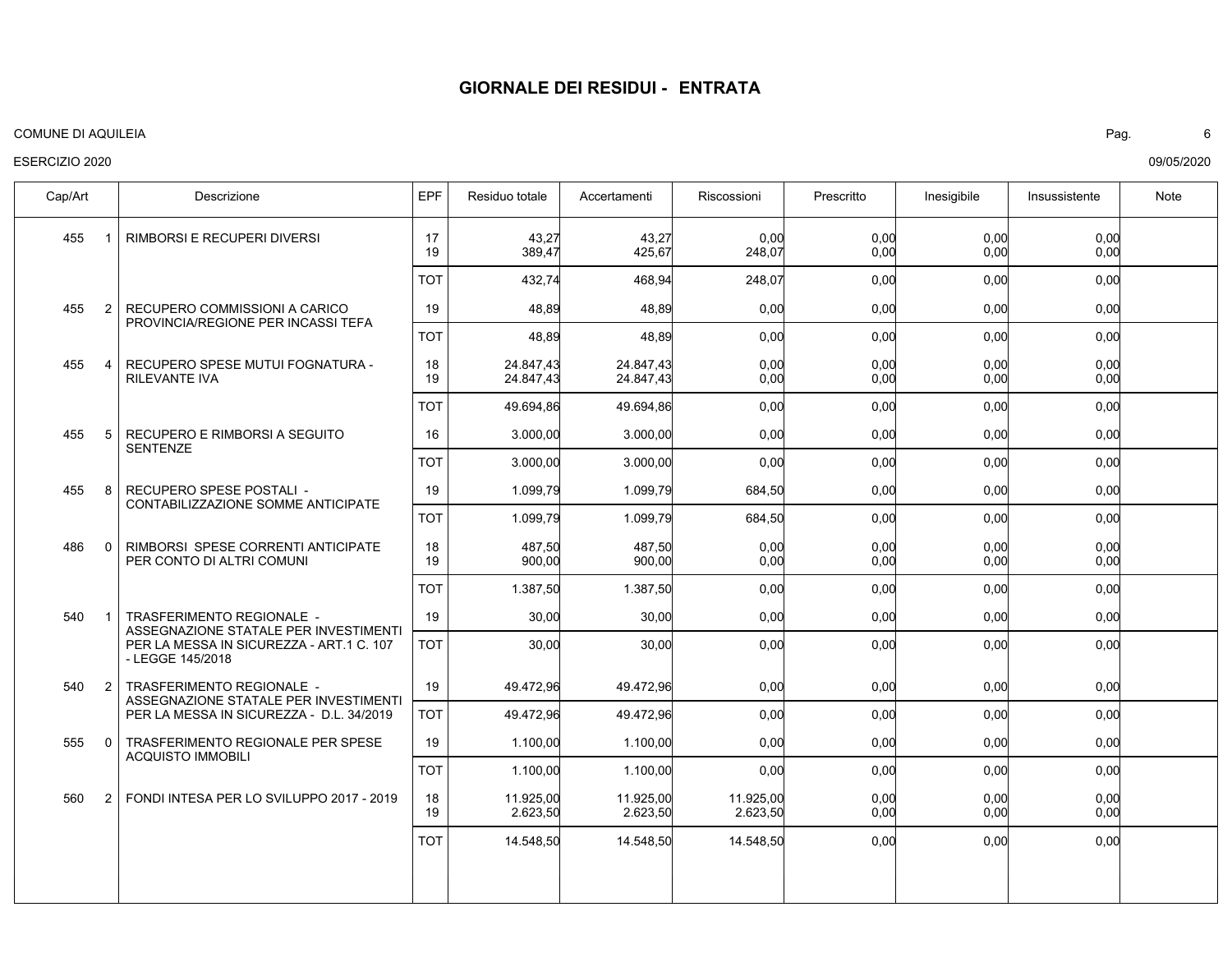# GIORNALE DEI RESIDUI - ENTRATA

COMUNE DI AQUILEIA

ESERCIZIO 2020

09/05/2020

| Cap/Art | | Descrizione | EPF | Residuo totale | Accertamenti | Riscossioni | Prescritto | Inesigibile | Insussistente | Note |
|---|---|---|---|---|---|---|---|---|---|---|
| 455 | 1 | RIMBORSI E RECUPERI DIVERSI | 17 | 43,27 | 43,27 | 0,00 | 0,00 | 0,00 | 0,00 | |
| | | | 19 | 389,47 | 425,67 | 248,07 | 0,00 | 0,00 | 0,00 | |
| | | | TOT | 432,74 | 468,94 | 248,07 | 0,00 | 0,00 | 0,00 | |
| 455 | 2 | RECUPERO COMMISSIONI A CARICO PROVINCIA/REGIONE PER INCASSI TEFA | 19 | 48,89 | 48,89 | 0,00 | 0,00 | 0,00 | 0,00 | |
| | | | TOT | 48,89 | 48,89 | 0,00 | 0,00 | 0,00 | 0,00 | |
| 455 | 4 | RECUPERO SPESE MUTUI FOGNATURA - RILEVANTE IVA | 18 | 24.847,43 | 24.847,43 | 0,00 | 0,00 | 0,00 | 0,00 | |
| | | | 19 | 24.847,43 | 24.847,43 | 0,00 | 0,00 | 0,00 | 0,00 | |
| | | | TOT | 49.694,86 | 49.694,86 | 0,00 | 0,00 | 0,00 | 0,00 | |
| 455 | 5 | RECUPERO E RIMBORSI A SEGUITO SENTENZE | 16 | 3.000,00 | 3.000,00 | 0,00 | 0,00 | 0,00 | 0,00 | |
| | | | TOT | 3.000,00 | 3.000,00 | 0,00 | 0,00 | 0,00 | 0,00 | |
| 455 | 8 | RECUPERO SPESE POSTALI - CONTABILIZZAZIONE SOMME ANTICIPATE | 19 | 1.099,79 | 1.099,79 | 684,50 | 0,00 | 0,00 | 0,00 | |
| | | | TOT | 1.099,79 | 1.099,79 | 684,50 | 0,00 | 0,00 | 0,00 | |
| 486 | 0 | RIMBORSI SPESE CORRENTI ANTICIPATE PER CONTO DI ALTRI COMUNI | 18 | 487,50 | 487,50 | 0,00 | 0,00 | 0,00 | 0,00 | |
| | | | 19 | 900,00 | 900,00 | 0,00 | 0,00 | 0,00 | 0,00 | |
| | | | TOT | 1.387,50 | 1.387,50 | 0,00 | 0,00 | 0,00 | 0,00 | |
| 540 | 1 | TRASFERIMENTO REGIONALE - ASSEGNAZIONE STATALE PER INVESTIMENTI PER LA MESSA IN SICUREZZA - ART.1 C. 107 - LEGGE 145/2018 | 19 | 30,00 | 30,00 | 0,00 | 0,00 | 0,00 | 0,00 | |
| | | | TOT | 30,00 | 30,00 | 0,00 | 0,00 | 0,00 | 0,00 | |
| 540 | 2 | TRASFERIMENTO REGIONALE - ASSEGNAZIONE STATALE PER INVESTIMENTI PER LA MESSA IN SICUREZZA - D.L. 34/2019 | 19 | 49.472,96 | 49.472,96 | 0,00 | 0,00 | 0,00 | 0,00 | |
| | | | TOT | 49.472,96 | 49.472,96 | 0,00 | 0,00 | 0,00 | 0,00 | |
| 555 | 0 | TRASFERIMENTO REGIONALE PER SPESE ACQUISTO IMMOBILI | 19 | 1.100,00 | 1.100,00 | 0,00 | 0,00 | 0,00 | 0,00 | |
| | | | TOT | 1.100,00 | 1.100,00 | 0,00 | 0,00 | 0,00 | 0,00 | |
| 560 | 2 | FONDI INTESA PER LO SVILUPPO 2017 - 2019 | 18 | 11.925,00 | 11.925,00 | 11.925,00 | 0,00 | 0,00 | 0,00 | |
| | | | 19 | 2.623,50 | 2.623,50 | 2.623,50 | 0,00 | 0,00 | 0,00 | |
| | | | TOT | 14.548,50 | 14.548,50 | 14.548,50 | 0,00 | 0,00 | 0,00 | |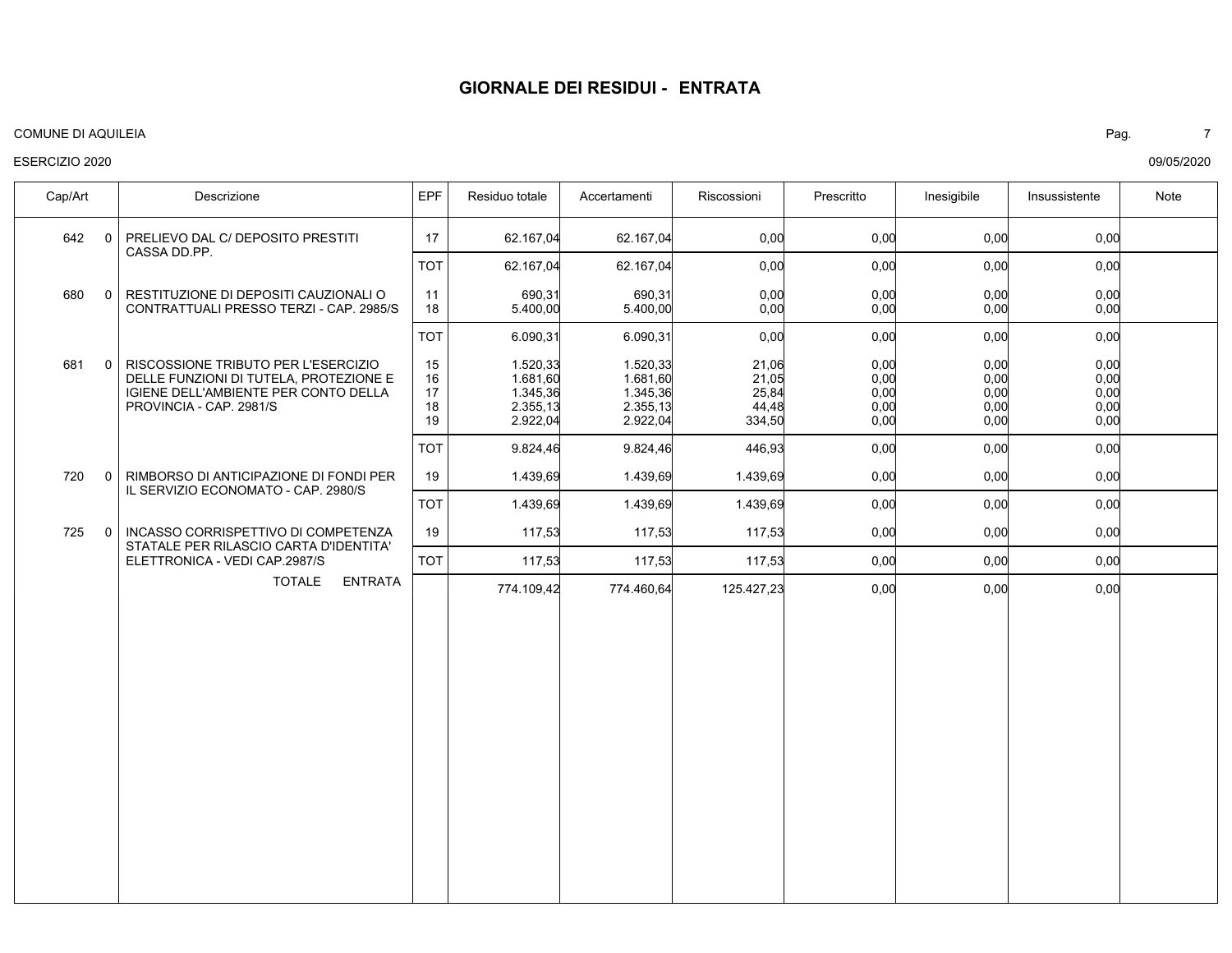# GIORNALE DEI RESIDUI - ENTRATA

COMUNE DI AQUILEIA

ESERCIZIO 2020

09/05/2020

| Cap/Art | | Descrizione | EPF | Residuo totale | Accertamenti | Riscossioni | Prescritto | Inesigibile | Insussistente | Note |
|---|---|---|---|---|---|---|---|---|---|---|
| 642 | 0 | PRELIEVO DAL C/ DEPOSITO PRESTITI CASSA DD.PP. | 17 | 62.167,04 | 62.167,04 | 0,00 | 0,00 | 0,00 | 0,00 | |
| | | | TOT | 62.167,04 | 62.167,04 | 0,00 | 0,00 | 0,00 | 0,00 | |
| 680 | 0 | RESTITUZIONE DI DEPOSITI CAUZIONALI O CONTRATTUALI PRESSO TERZI - CAP. 2985/S | 11 | 690,31 | 690,31 | 0,00 | 0,00 | 0,00 | 0,00 | |
| | | | 18 | 5.400,00 | 5.400,00 | 0,00 | 0,00 | 0,00 | 0,00 | |
| | | | TOT | 6.090,31 | 6.090,31 | 0,00 | 0,00 | 0,00 | 0,00 | |
| 681 | 0 | RISCOSSIONE TRIBUTO PER L'ESERCIZIO DELLE FUNZIONI DI TUTELA, PROTEZIONE E IGIENE DELL'AMBIENTE PER CONTO DELLA PROVINCIA - CAP. 2981/S | 15 | 1.520,33 | 1.520,33 | 21,06 | 0,00 | 0,00 | 0,00 | |
| | | | 16 | 1.681,60 | 1.681,60 | 21,05 | 0,00 | 0,00 | 0,00 | |
| | | | 17 | 1.345,36 | 1.345,36 | 25,84 | 0,00 | 0,00 | 0,00 | |
| | | | 18 | 2.355,13 | 2.355,13 | 44,48 | 0,00 | 0,00 | 0,00 | |
| | | | 19 | 2.922,04 | 2.922,04 | 334,50 | 0,00 | 0,00 | 0,00 | |
| | | | TOT | 9.824,46 | 9.824,46 | 446,93 | 0,00 | 0,00 | 0,00 | |
| 720 | 0 | RIMBORSO DI ANTICIPAZIONE DI FONDI PER IL SERVIZIO ECONOMATO - CAP. 2980/S | 19 | 1.439,69 | 1.439,69 | 1.439,69 | 0,00 | 0,00 | 0,00 | |
| | | | TOT | 1.439,69 | 1.439,69 | 1.439,69 | 0,00 | 0,00 | 0,00 | |
| 725 | 0 | INCASSO CORRISPETTIVO DI COMPETENZA STATALE PER RILASCIO CARTA D'IDENTITA' ELETTRONICA - VEDI CAP.2987/S | 19 | 117,53 | 117,53 | 117,53 | 0,00 | 0,00 | 0,00 | |
| | | | TOT | 117,53 | 117,53 | 117,53 | 0,00 | 0,00 | 0,00 | |
| | | TOTALE ENTRATA | | 774.109,42 | 774.460,64 | 125.427,23 | 0,00 | 0,00 | 0,00 | |